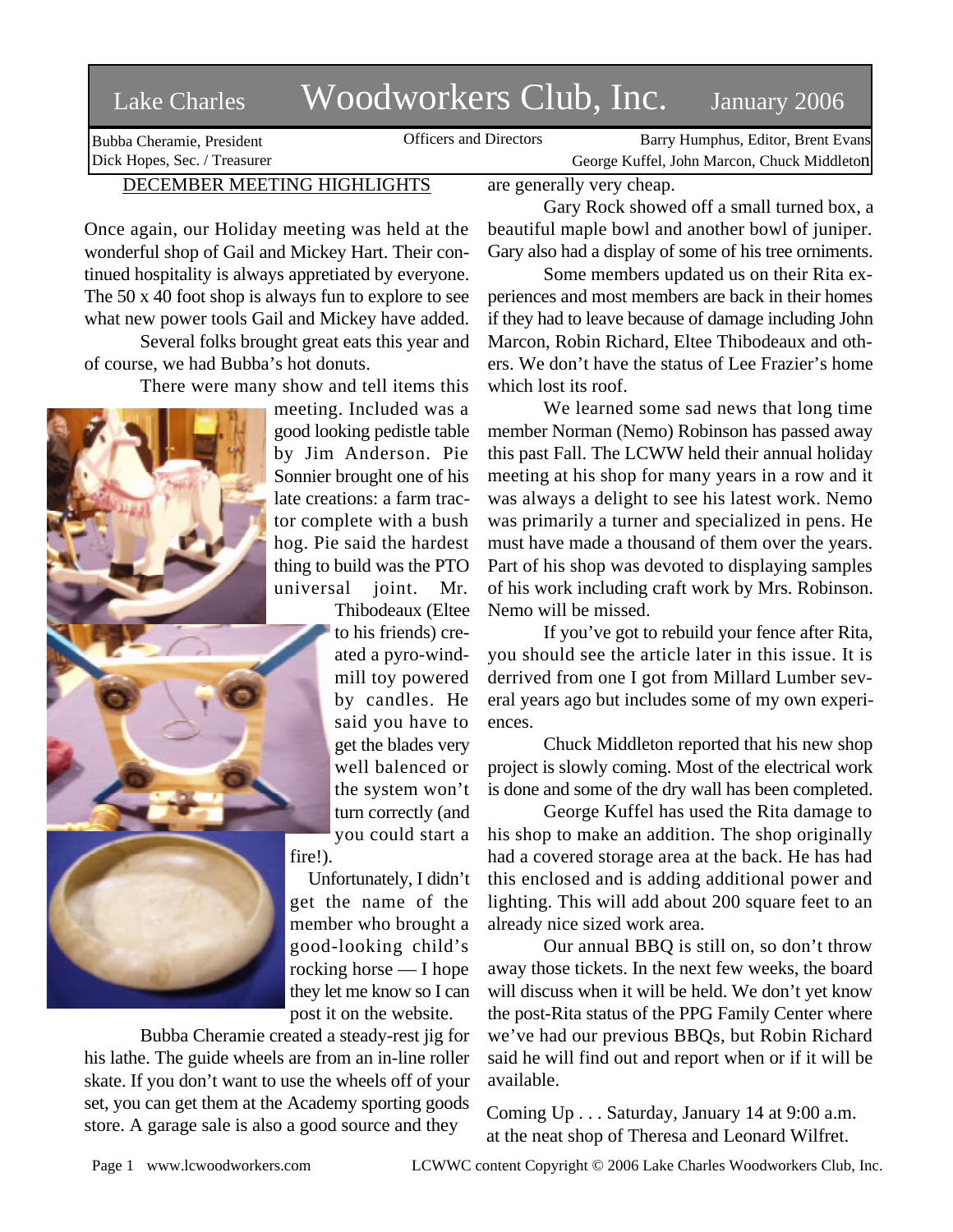# Lake Charles Woodworkers Club, Inc. January 2006

Bubba Cheramie, President
Dick Hopes, Sec. / Treasurer

Officers and Directors

Barry Humphus, Editor, Brent Evans
George Kuffel, John Marcon, Chuck Middleton

## DECEMBER MEETING HIGHLIGHTS

Once again, our Holiday meeting was held at the wonderful shop of Gail and Mickey Hart. Their continued hospitality is always appretiated by everyone. The 50 x 40 foot shop is always fun to explore to see what new power tools Gail and Mickey have added.

Several folks brought great eats this year and of course, we had Bubba's hot donuts.

There were many show and tell items this meeting. Included was a good looking pedistle table by Jim Anderson. Pie Sonnier brought one of his late creations: a farm tractor complete with a bush hog. Pie said the hardest thing to build was the PTO universal joint. Mr. Thibodeaux (Eltee to his friends) created a pyro-windmill toy powered by candles. He said you have to get the blades very well balenced or the system won't turn correctly (and you could start a fire!).

Unfortunately, I didn't get the name of the member who brought a good-looking child's rocking horse — I hope they let me know so I can post it on the website.

Bubba Cheramie created a steady-rest jig for his lathe. The guide wheels are from an in-line roller skate. If you don't want to use the wheels off of your set, you can get them at the Academy sporting goods store. A garage sale is also a good source and they are generally very cheap.

Gary Rock showed off a small turned box, a beautiful maple bowl and another bowl of juniper. Gary also had a display of some of his tree orniments.

Some members updated us on their Rita experiences and most members are back in their homes if they had to leave because of damage including John Marcon, Robin Richard, Eltee Thibodeaux and others. We don't have the status of Lee Frazier's home which lost its roof.

We learned some sad news that long time member Norman (Nemo) Robinson has passed away this past Fall. The LCWW held their annual holiday meeting at his shop for many years in a row and it was always a delight to see his latest work. Nemo was primarily a turner and specialized in pens. He must have made a thousand of them over the years. Part of his shop was devoted to displaying samples of his work including craft work by Mrs. Robinson. Nemo will be missed.

If you've got to rebuild your fence after Rita, you should see the article later in this issue. It is derrived from one I got from Millard Lumber several years ago but includes some of my own experiences.

Chuck Middleton reported that his new shop project is slowly coming. Most of the electrical work is done and some of the dry wall has been completed.

George Kuffel has used the Rita damage to his shop to make an addition. The shop originally had a covered storage area at the back. He has had this enclosed and is adding additional power and lighting. This will add about 200 square feet to an already nice sized work area.

Our annual BBQ is still on, so don't throw away those tickets. In the next few weeks, the board will discuss when it will be held. We don't yet know the post-Rita status of the PPG Family Center where we've had our previous BBQs, but Robin Richard said he will find out and report when or if it will be available.

Coming Up . . . Saturday, January 14 at 9:00 a.m. at the neat shop of Theresa and Leonard Wilfret.

www.lcwoodworkers.com — LCWWC content Copyright © 2006 Lake Charles Woodworkers Club, Inc.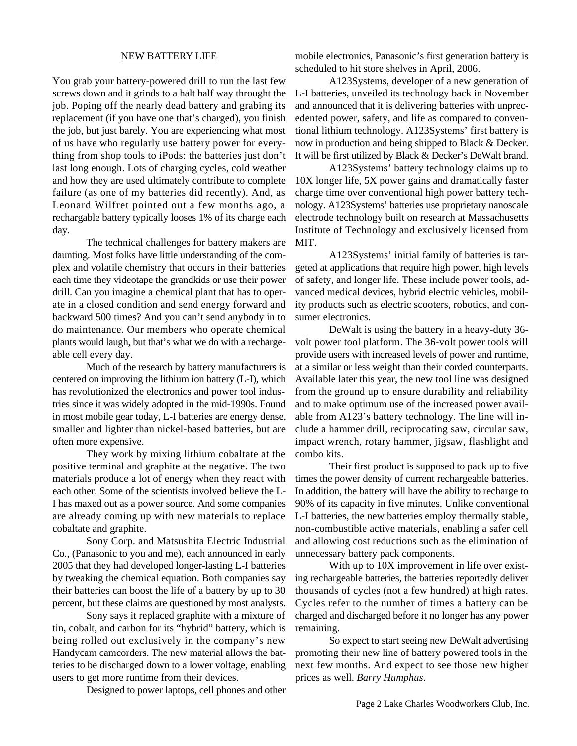## NEW BATTERY LIFE

You grab your battery-powered drill to run the last few screws down and it grinds to a halt half way throught the job. Poping off the nearly dead battery and grabing its replacement (if you have one that's charged), you finish the job, but just barely. You are experiencing what most of us have who regularly use battery power for everything from shop tools to iPods: the batteries just don't last long enough. Lots of charging cycles, cold weather and how they are used ultimately contribute to complete failure (as one of my batteries did recently). And, as Leonard Wilfret pointed out a few months ago, a rechargable battery typically looses 1% of its charge each day.

The technical challenges for battery makers are daunting. Most folks have little understanding of the complex and volatile chemistry that occurs in their batteries each time they videotape the grandkids or use their power drill. Can you imagine a chemical plant that has to operate in a closed condition and send energy forward and backward 500 times? And you can't send anybody in to do maintenance. Our members who operate chemical plants would laugh, but that's what we do with a rechargeable cell every day.

Much of the research by battery manufacturers is centered on improving the lithium ion battery (L-I), which has revolutionized the electronics and power tool industries since it was widely adopted in the mid-1990s. Found in most mobile gear today, L-I batteries are energy dense, smaller and lighter than nickel-based batteries, but are often more expensive.

They work by mixing lithium cobaltate at the positive terminal and graphite at the negative. The two materials produce a lot of energy when they react with each other. Some of the scientists involved believe the L-I has maxed out as a power source. And some companies are already coming up with new materials to replace cobaltate and graphite.

Sony Corp. and Matsushita Electric Industrial Co., (Panasonic to you and me), each announced in early 2005 that they had developed longer-lasting L-I batteries by tweaking the chemical equation. Both companies say their batteries can boost the life of a battery by up to 30 percent, but these claims are questioned by most analysts.

Sony says it replaced graphite with a mixture of tin, cobalt, and carbon for its "hybrid" battery, which is being rolled out exclusively in the company's new Handycam camcorders. The new material allows the batteries to be discharged down to a lower voltage, enabling users to get more runtime from their devices.

Designed to power laptops, cell phones and other mobile electronics, Panasonic's first generation battery is scheduled to hit store shelves in April, 2006.

A123Systems, developer of a new generation of L-I batteries, unveiled its technology back in November and announced that it is delivering batteries with unprecedented power, safety, and life as compared to conventional lithium technology. A123Systems' first battery is now in production and being shipped to Black & Decker. It will be first utilized by Black & Decker's DeWalt brand.

A123Systems' battery technology claims up to 10X longer life, 5X power gains and dramatically faster charge time over conventional high power battery technology. A123Systems' batteries use proprietary nanoscale electrode technology built on research at Massachusetts Institute of Technology and exclusively licensed from MIT.

A123Systems' initial family of batteries is targeted at applications that require high power, high levels of safety, and longer life. These include power tools, advanced medical devices, hybrid electric vehicles, mobility products such as electric scooters, robotics, and consumer electronics.

DeWalt is using the battery in a heavy-duty 36-volt power tool platform. The 36-volt power tools will provide users with increased levels of power and runtime, at a similar or less weight than their corded counterparts. Available later this year, the new tool line was designed from the ground up to ensure durability and reliability and to make optimum use of the increased power available from A123's battery technology. The line will include a hammer drill, reciprocating saw, circular saw, impact wrench, rotary hammer, jigsaw, flashlight and combo kits.

Their first product is supposed to pack up to five times the power density of current rechargeable batteries. In addition, the battery will have the ability to recharge to 90% of its capacity in five minutes. Unlike conventional L-I batteries, the new batteries employ thermally stable, non-combustible active materials, enabling a safer cell and allowing cost reductions such as the elimination of unnecessary battery pack components.

With up to 10X improvement in life over existing rechargeable batteries, the batteries reportedly deliver thousands of cycles (not a few hundred) at high rates. Cycles refer to the number of times a battery can be charged and discharged before it no longer has any power remaining.

So expect to start seeing new DeWalt advertising promoting their new line of battery powered tools in the next few months. And expect to see those new higher prices as well. *Barry Humphus*.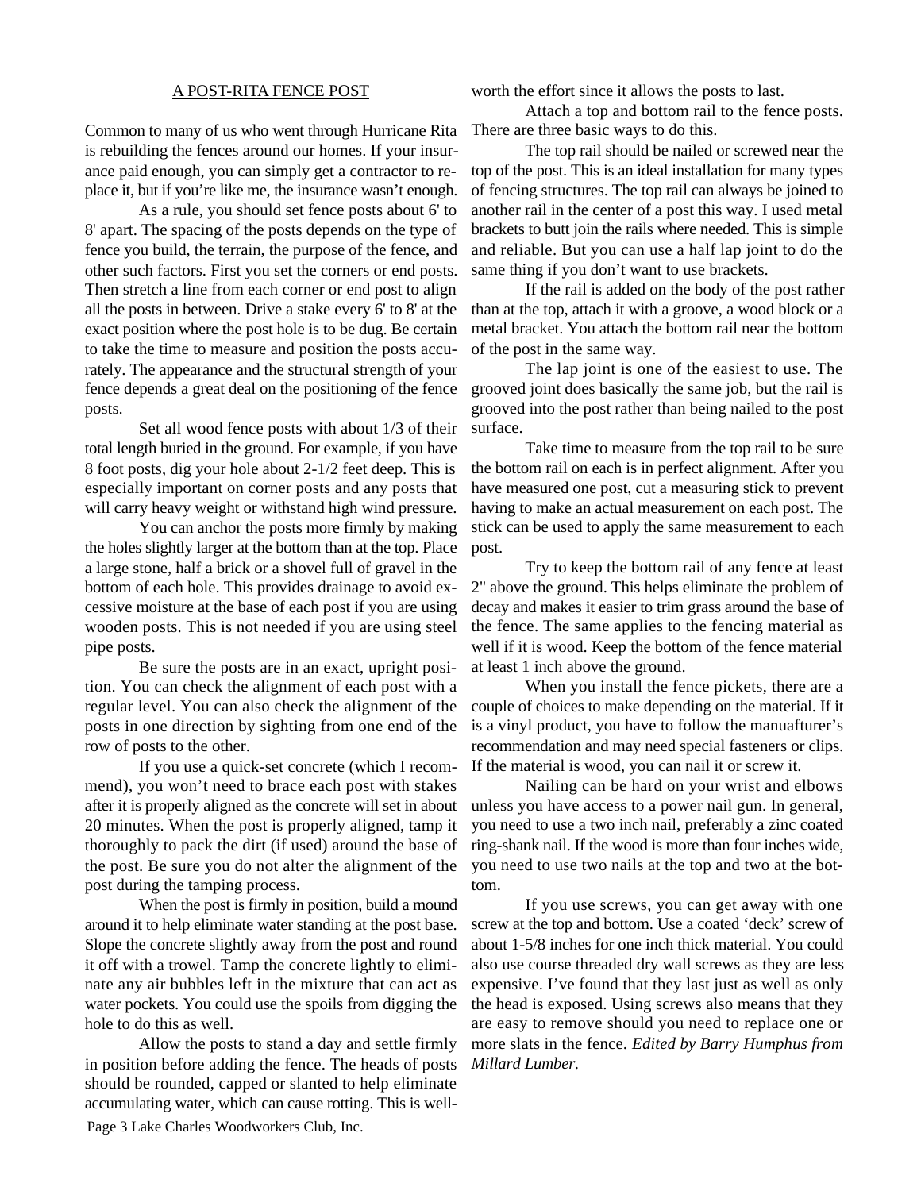## A POST-RITA FENCE POST

Common to many of us who went through Hurricane Rita is rebuilding the fences around our homes. If your insurance paid enough, you can simply get a contractor to replace it, but if you're like me, the insurance wasn't enough.

As a rule, you should set fence posts about 6' to 8' apart. The spacing of the posts depends on the type of fence you build, the terrain, the purpose of the fence, and other such factors. First you set the corners or end posts. Then stretch a line from each corner or end post to align all the posts in between. Drive a stake every 6' to 8' at the exact position where the post hole is to be dug. Be certain to take the time to measure and position the posts accurately. The appearance and the structural strength of your fence depends a great deal on the positioning of the fence posts.

Set all wood fence posts with about 1/3 of their total length buried in the ground. For example, if you have 8 foot posts, dig your hole about 2-1/2 feet deep. This is especially important on corner posts and any posts that will carry heavy weight or withstand high wind pressure.

You can anchor the posts more firmly by making the holes slightly larger at the bottom than at the top. Place a large stone, half a brick or a shovel full of gravel in the bottom of each hole. This provides drainage to avoid excessive moisture at the base of each post if you are using wooden posts. This is not needed if you are using steel pipe posts.

Be sure the posts are in an exact, upright position. You can check the alignment of each post with a regular level. You can also check the alignment of the posts in one direction by sighting from one end of the row of posts to the other.

If you use a quick-set concrete (which I recommend), you won't need to brace each post with stakes after it is properly aligned as the concrete will set in about 20 minutes. When the post is properly aligned, tamp it thoroughly to pack the dirt (if used) around the base of the post. Be sure you do not alter the alignment of the post during the tamping process.

When the post is firmly in position, build a mound around it to help eliminate water standing at the post base. Slope the concrete slightly away from the post and round it off with a trowel. Tamp the concrete lightly to eliminate any air bubbles left in the mixture that can act as water pockets. You could use the spoils from digging the hole to do this as well.

Allow the posts to stand a day and settle firmly in position before adding the fence. The heads of posts should be rounded, capped or slanted to help eliminate accumulating water, which can cause rotting. This is well-worth the effort since it allows the posts to last.

Attach a top and bottom rail to the fence posts. There are three basic ways to do this.

The top rail should be nailed or screwed near the top of the post. This is an ideal installation for many types of fencing structures. The top rail can always be joined to another rail in the center of a post this way. I used metal brackets to butt join the rails where needed. This is simple and reliable. But you can use a half lap joint to do the same thing if you don't want to use brackets.

If the rail is added on the body of the post rather than at the top, attach it with a groove, a wood block or a metal bracket. You attach the bottom rail near the bottom of the post in the same way.

The lap joint is one of the easiest to use. The grooved joint does basically the same job, but the rail is grooved into the post rather than being nailed to the post surface.

Take time to measure from the top rail to be sure the bottom rail on each is in perfect alignment. After you have measured one post, cut a measuring stick to prevent having to make an actual measurement on each post. The stick can be used to apply the same measurement to each post.

Try to keep the bottom rail of any fence at least 2" above the ground. This helps eliminate the problem of decay and makes it easier to trim grass around the base of the fence. The same applies to the fencing material as well if it is wood. Keep the bottom of the fence material at least 1 inch above the ground.

When you install the fence pickets, there are a couple of choices to make depending on the material. If it is a vinyl product, you have to follow the manuafturer's recommendation and may need special fasteners or clips. If the material is wood, you can nail it or screw it.

Nailing can be hard on your wrist and elbows unless you have access to a power nail gun. In general, you need to use a two inch nail, preferably a zinc coated ring-shank nail. If the wood is more than four inches wide, you need to use two nails at the top and two at the bottom.

If you use screws, you can get away with one screw at the top and bottom. Use a coated 'deck' screw of about 1-5/8 inches for one inch thick material. You could also use course threaded dry wall screws as they are less expensive. I've found that they last just as well as only the head is exposed. Using screws also means that they are easy to remove should you need to replace one or more slats in the fence. *Edited by Barry Humphus from Millard Lumber.*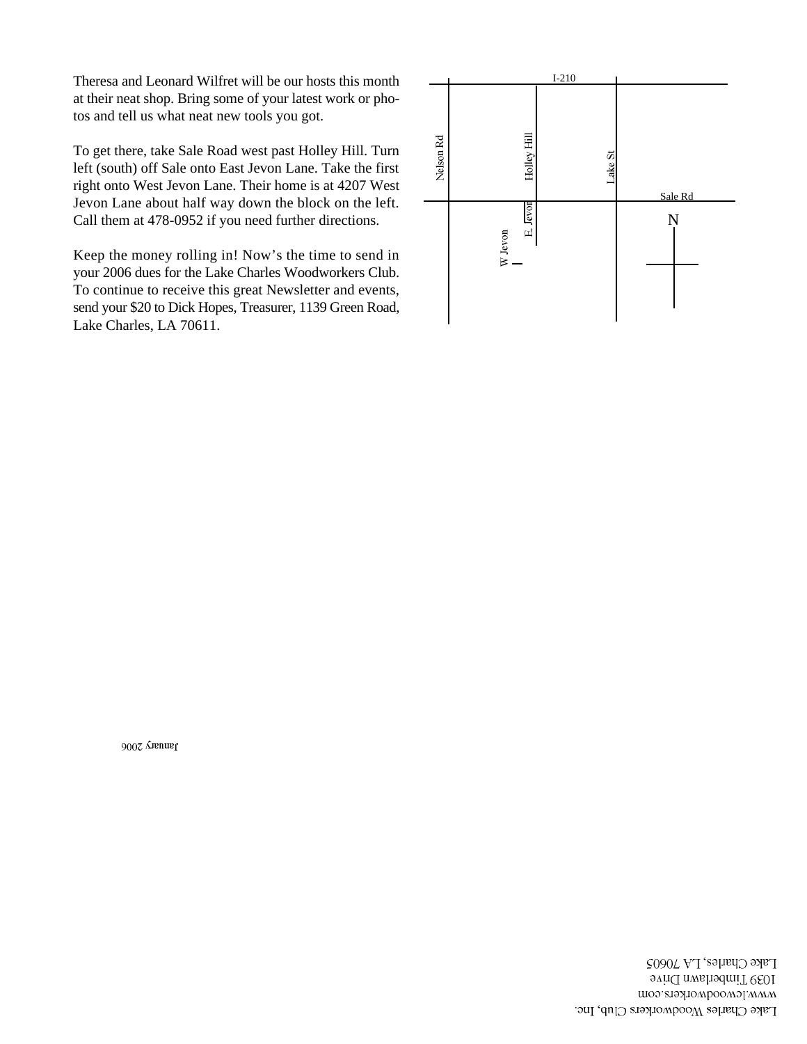Theresa and Leonard Wilfret will be our hosts this month at their neat shop. Bring some of your latest work or photos and tell us what neat new tools you got.

To get there, take Sale Road west past Holley Hill. Turn left (south) off Sale onto East Jevon Lane. Take the first right onto West Jevon Lane. Their home is at 4207 West Jevon Lane about half way down the block on the left. Call them at 478-0952 if you need further directions.

Keep the money rolling in! Now's the time to send in your 2006 dues for the Lake Charles Woodworkers Club. To continue to receive this great Newsletter and events, send your $20 to Dick Hopes, Treasurer, 1139 Green Road, Lake Charles, LA 70611.

I-210

Nelson Rd

Holley Hill

Lake St

Sale Rd

E. Jevon

W Jevon

N

January 2006

Lake Charles Woodworkers Club, Inc.
www.lcwoodworkers.com
1039 Timberlawn Drive
Lake Charles, LA 70605